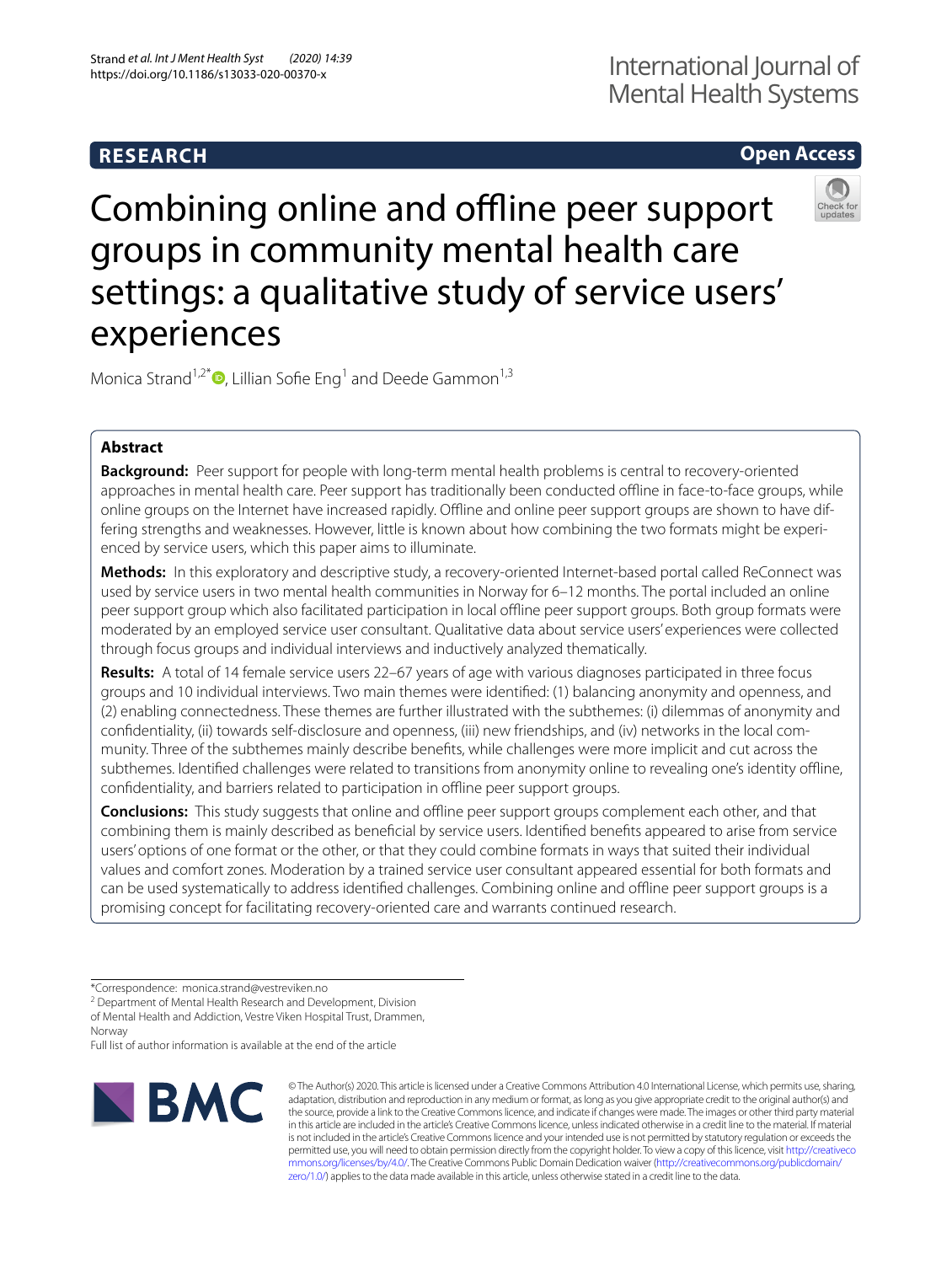RESEARCH

Open Access

# Combining online and offline peer support groups in community mental health care settings: a qualitative study of service users' experiences

Monica Strand[1,2*], Lillian Sofie Eng[1] and Deede Gammon[1,3]

## Abstract

**Background:** Peer support for people with long-term mental health problems is central to recovery-oriented approaches in mental health care. Peer support has traditionally been conducted offline in face-to-face groups, while online groups on the Internet have increased rapidly. Offline and online peer support groups are shown to have differing strengths and weaknesses. However, little is known about how combining the two formats might be experienced by service users, which this paper aims to illuminate.

**Methods:** In this exploratory and descriptive study, a recovery-oriented Internet-based portal called ReConnect was used by service users in two mental health communities in Norway for 6–12 months. The portal included an online peer support group which also facilitated participation in local offline peer support groups. Both group formats were moderated by an employed service user consultant. Qualitative data about service users' experiences were collected through focus groups and individual interviews and inductively analyzed thematically.

**Results:** A total of 14 female service users 22–67 years of age with various diagnoses participated in three focus groups and 10 individual interviews. Two main themes were identified: (1) balancing anonymity and openness, and (2) enabling connectedness. These themes are further illustrated with the subthemes: (i) dilemmas of anonymity and confidentiality, (ii) towards self-disclosure and openness, (iii) new friendships, and (iv) networks in the local community. Three of the subthemes mainly describe benefits, while challenges were more implicit and cut across the subthemes. Identified challenges were related to transitions from anonymity online to revealing one's identity offline, confidentiality, and barriers related to participation in offline peer support groups.

**Conclusions:** This study suggests that online and offline peer support groups complement each other, and that combining them is mainly described as beneficial by service users. Identified benefits appeared to arise from service users' options of one format or the other, or that they could combine formats in ways that suited their individual values and comfort zones. Moderation by a trained service user consultant appeared essential for both formats and can be used systematically to address identified challenges. Combining online and offline peer support groups is a promising concept for facilitating recovery-oriented care and warrants continued research.

*Correspondence: monica.strand@vestreviken.no
[2] Department of Mental Health Research and Development, Division of Mental Health and Addiction, Vestre Viken Hospital Trust, Drammen, Norway
Full list of author information is available at the end of the article

© The Author(s) 2020. This article is licensed under a Creative Commons Attribution 4.0 International License, which permits use, sharing, adaptation, distribution and reproduction in any medium or format, as long as you give appropriate credit to the original author(s) and the source, provide a link to the Creative Commons licence, and indicate if changes were made. The images or other third party material in this article are included in the article's Creative Commons licence, unless indicated otherwise in a credit line to the material. If material is not included in the article's Creative Commons licence and your intended use is not permitted by statutory regulation or exceeds the permitted use, you will need to obtain permission directly from the copyright holder. To view a copy of this licence, visit http://creativecommons.org/licenses/by/4.0/. The Creative Commons Public Domain Dedication waiver (http://creativecommons.org/publicdomain/zero/1.0/) applies to the data made available in this article, unless otherwise stated in a credit line to the data.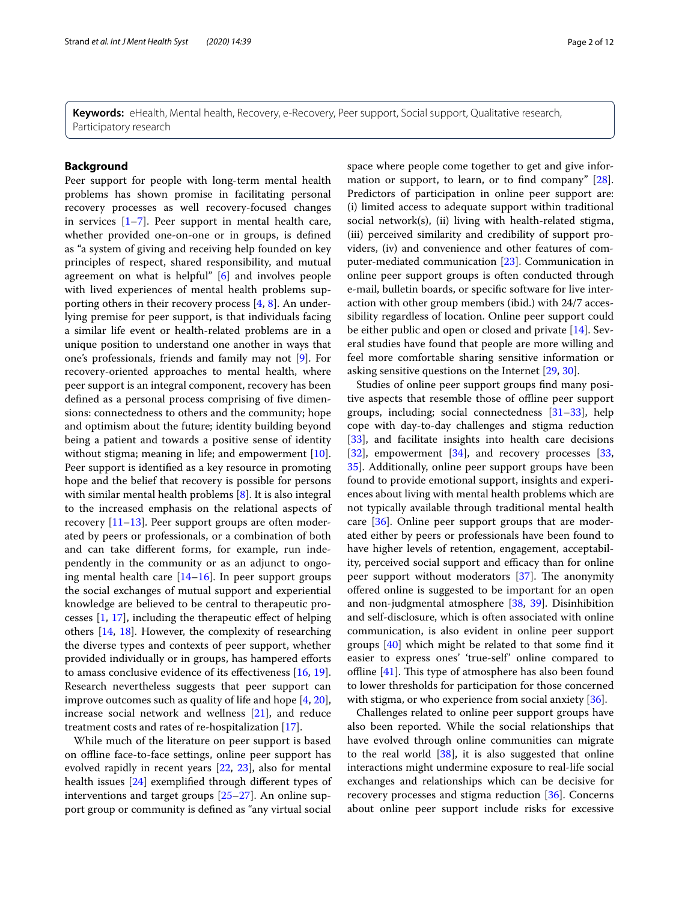**Keywords:** eHealth, Mental health, Recovery, e-Recovery, Peer support, Social support, Qualitative research, Participatory research

## Background

Peer support for people with long-term mental health problems has shown promise in facilitating personal recovery processes as well recovery-focused changes in services [1–7]. Peer support in mental health care, whether provided one-on-one or in groups, is defined as "a system of giving and receiving help founded on key principles of respect, shared responsibility, and mutual agreement on what is helpful" [6] and involves people with lived experiences of mental health problems supporting others in their recovery process [4, 8]. An underlying premise for peer support, is that individuals facing a similar life event or health-related problems are in a unique position to understand one another in ways that one's professionals, friends and family may not [9]. For recovery-oriented approaches to mental health, where peer support is an integral component, recovery has been defined as a personal process comprising of five dimensions: connectedness to others and the community; hope and optimism about the future; identity building beyond being a patient and towards a positive sense of identity without stigma; meaning in life; and empowerment [10]. Peer support is identified as a key resource in promoting hope and the belief that recovery is possible for persons with similar mental health problems [8]. It is also integral to the increased emphasis on the relational aspects of recovery [11–13]. Peer support groups are often moderated by peers or professionals, or a combination of both and can take different forms, for example, run independently in the community or as an adjunct to ongoing mental health care [14–16]. In peer support groups the social exchanges of mutual support and experiential knowledge are believed to be central to therapeutic processes [1, 17], including the therapeutic effect of helping others [14, 18]. However, the complexity of researching the diverse types and contexts of peer support, whether provided individually or in groups, has hampered efforts to amass conclusive evidence of its effectiveness [16, 19]. Research nevertheless suggests that peer support can improve outcomes such as quality of life and hope [4, 20], increase social network and wellness [21], and reduce treatment costs and rates of re-hospitalization [17].

While much of the literature on peer support is based on offline face-to-face settings, online peer support has evolved rapidly in recent years [22, 23], also for mental health issues [24] exemplified through different types of interventions and target groups [25–27]. An online support group or community is defined as "any virtual social space where people come together to get and give information or support, to learn, or to find company" [28]. Predictors of participation in online peer support are: (i) limited access to adequate support within traditional social network(s), (ii) living with health-related stigma, (iii) perceived similarity and credibility of support providers, (iv) and convenience and other features of computer-mediated communication [23]. Communication in online peer support groups is often conducted through e-mail, bulletin boards, or specific software for live interaction with other group members (ibid.) with 24/7 accessibility regardless of location. Online peer support could be either public and open or closed and private [14]. Several studies have found that people are more willing and feel more comfortable sharing sensitive information or asking sensitive questions on the Internet [29, 30].

Studies of online peer support groups find many positive aspects that resemble those of offline peer support groups, including; social connectedness [31–33], help cope with day-to-day challenges and stigma reduction [33], and facilitate insights into health care decisions [32], empowerment [34], and recovery processes [33, 35]. Additionally, online peer support groups have been found to provide emotional support, insights and experiences about living with mental health problems which are not typically available through traditional mental health care [36]. Online peer support groups that are moderated either by peers or professionals have been found to have higher levels of retention, engagement, acceptability, perceived social support and efficacy than for online peer support without moderators [37]. The anonymity offered online is suggested to be important for an open and non-judgmental atmosphere [38, 39]. Disinhibition and self-disclosure, which is often associated with online communication, is also evident in online peer support groups [40] which might be related to that some find it easier to express ones' 'true-self' online compared to offline [41]. This type of atmosphere has also been found to lower thresholds for participation for those concerned with stigma, or who experience from social anxiety [36].

Challenges related to online peer support groups have also been reported. While the social relationships that have evolved through online communities can migrate to the real world [38], it is also suggested that online interactions might undermine exposure to real-life social exchanges and relationships which can be decisive for recovery processes and stigma reduction [36]. Concerns about online peer support include risks for excessive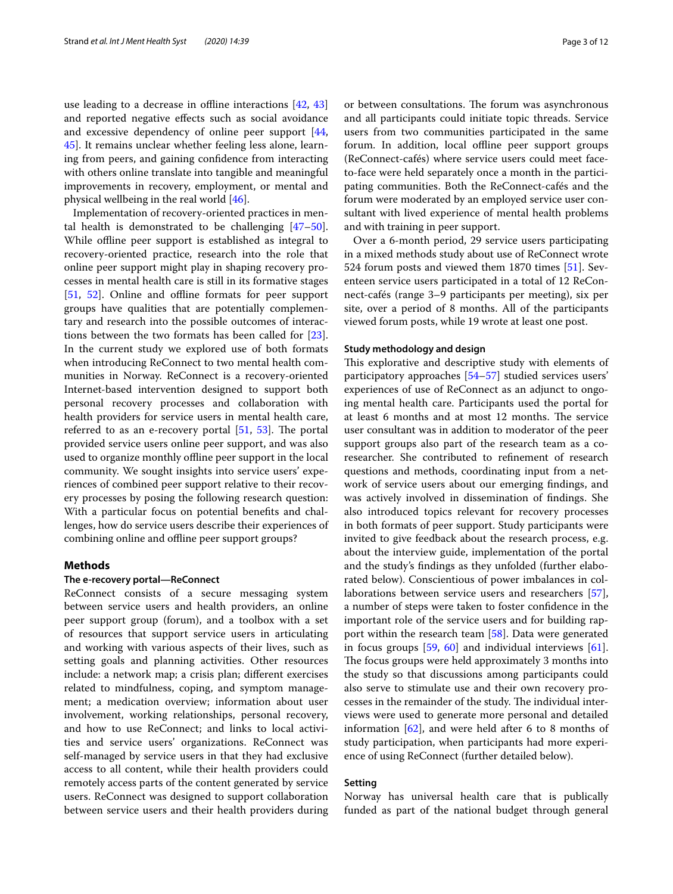use leading to a decrease in offline interactions [42, 43] and reported negative effects such as social avoidance and excessive dependency of online peer support [44, 45]. It remains unclear whether feeling less alone, learning from peers, and gaining confidence from interacting with others online translate into tangible and meaningful improvements in recovery, employment, or mental and physical wellbeing in the real world [46].

Implementation of recovery-oriented practices in mental health is demonstrated to be challenging [47–50]. While offline peer support is established as integral to recovery-oriented practice, research into the role that online peer support might play in shaping recovery processes in mental health care is still in its formative stages [51, 52]. Online and offline formats for peer support groups have qualities that are potentially complementary and research into the possible outcomes of interactions between the two formats has been called for [23]. In the current study we explored use of both formats when introducing ReConnect to two mental health communities in Norway. ReConnect is a recovery-oriented Internet-based intervention designed to support both personal recovery processes and collaboration with health providers for service users in mental health care, referred to as an e-recovery portal [51, 53]. The portal provided service users online peer support, and was also used to organize monthly offline peer support in the local community. We sought insights into service users' experiences of combined peer support relative to their recovery processes by posing the following research question: With a particular focus on potential benefits and challenges, how do service users describe their experiences of combining online and offline peer support groups?

## Methods

### The e-recovery portal—ReConnect

ReConnect consists of a secure messaging system between service users and health providers, an online peer support group (forum), and a toolbox with a set of resources that support service users in articulating and working with various aspects of their lives, such as setting goals and planning activities. Other resources include: a network map; a crisis plan; different exercises related to mindfulness, coping, and symptom management; a medication overview; information about user involvement, working relationships, personal recovery, and how to use ReConnect; and links to local activities and service users' organizations. ReConnect was self-managed by service users in that they had exclusive access to all content, while their health providers could remotely access parts of the content generated by service users. ReConnect was designed to support collaboration between service users and their health providers during or between consultations. The forum was asynchronous and all participants could initiate topic threads. Service users from two communities participated in the same forum. In addition, local offline peer support groups (ReConnect-cafés) where service users could meet face-to-face were held separately once a month in the participating communities. Both the ReConnect-cafés and the forum were moderated by an employed service user consultant with lived experience of mental health problems and with training in peer support.

Over a 6-month period, 29 service users participating in a mixed methods study about use of ReConnect wrote 524 forum posts and viewed them 1870 times [51]. Seventeen service users participated in a total of 12 ReConnect-cafés (range 3–9 participants per meeting), six per site, over a period of 8 months. All of the participants viewed forum posts, while 19 wrote at least one post.

### Study methodology and design

This explorative and descriptive study with elements of participatory approaches [54–57] studied services users' experiences of use of ReConnect as an adjunct to ongoing mental health care. Participants used the portal for at least 6 months and at most 12 months. The service user consultant was in addition to moderator of the peer support groups also part of the research team as a co-researcher. She contributed to refinement of research questions and methods, coordinating input from a network of service users about our emerging findings, and was actively involved in dissemination of findings. She also introduced topics relevant for recovery processes in both formats of peer support. Study participants were invited to give feedback about the research process, e.g. about the interview guide, implementation of the portal and the study's findings as they unfolded (further elaborated below). Conscientious of power imbalances in collaborations between service users and researchers [57], a number of steps were taken to foster confidence in the important role of the service users and for building rapport within the research team [58]. Data were generated in focus groups [59, 60] and individual interviews [61]. The focus groups were held approximately 3 months into the study so that discussions among participants could also serve to stimulate use and their own recovery processes in the remainder of the study. The individual interviews were used to generate more personal and detailed information [62], and were held after 6 to 8 months of study participation, when participants had more experience of using ReConnect (further detailed below).

### Setting

Norway has universal health care that is publically funded as part of the national budget through general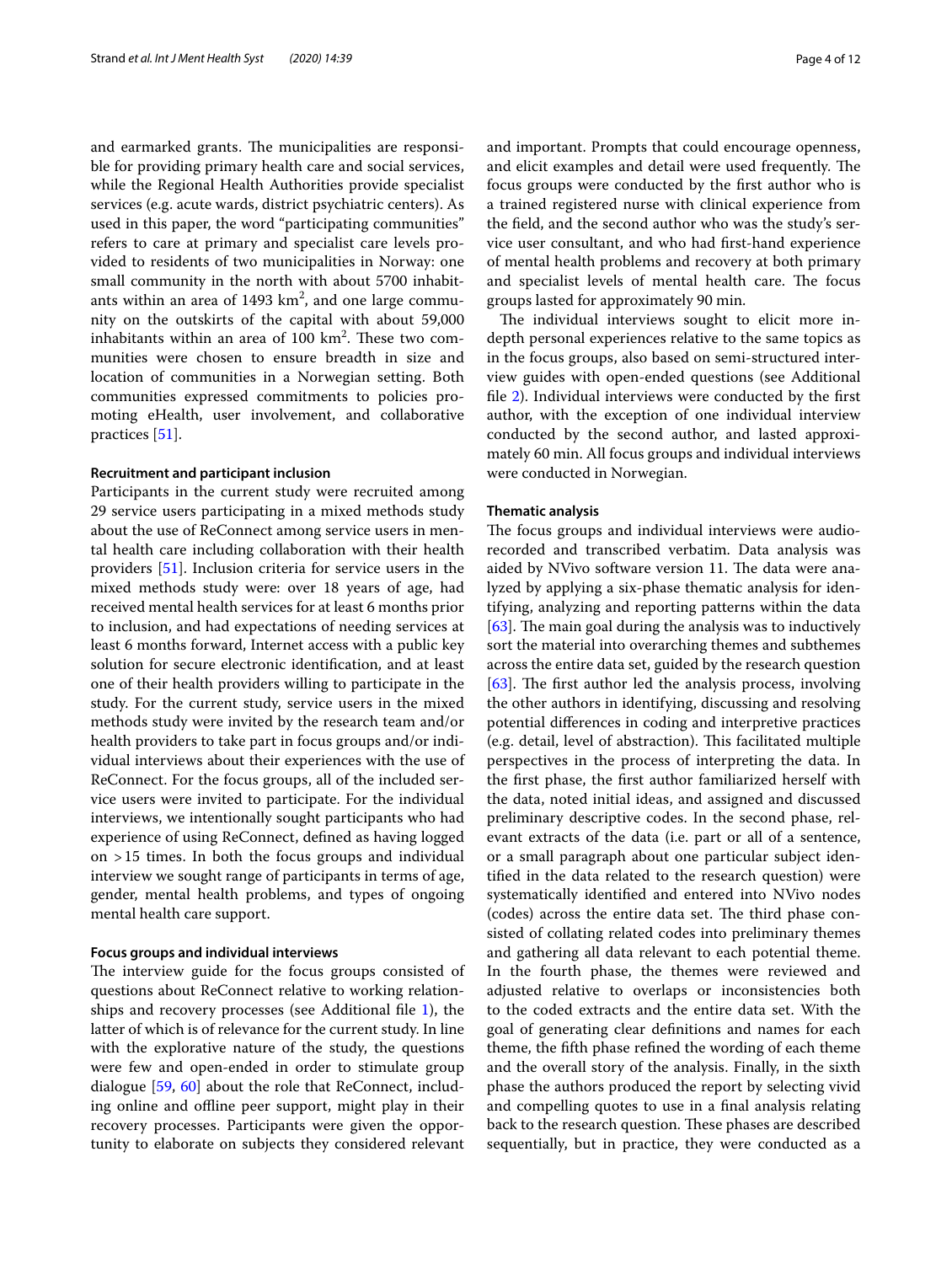and earmarked grants. The municipalities are responsible for providing primary health care and social services, while the Regional Health Authorities provide specialist services (e.g. acute wards, district psychiatric centers). As used in this paper, the word "participating communities" refers to care at primary and specialist care levels provided to residents of two municipalities in Norway: one small community in the north with about 5700 inhabitants within an area of 1493 $km^2$, and one large community on the outskirts of the capital with about 59,000 inhabitants within an area of 100 $km^2$. These two communities were chosen to ensure breadth in size and location of communities in a Norwegian setting. Both communities expressed commitments to policies promoting eHealth, user involvement, and collaborative practices [51].

#### Recruitment and participant inclusion

Participants in the current study were recruited among 29 service users participating in a mixed methods study about the use of ReConnect among service users in mental health care including collaboration with their health providers [51]. Inclusion criteria for service users in the mixed methods study were: over 18 years of age, had received mental health services for at least 6 months prior to inclusion, and had expectations of needing services at least 6 months forward, Internet access with a public key solution for secure electronic identification, and at least one of their health providers willing to participate in the study. For the current study, service users in the mixed methods study were invited by the research team and/or health providers to take part in focus groups and/or individual interviews about their experiences with the use of ReConnect. For the focus groups, all of the included service users were invited to participate. For the individual interviews, we intentionally sought participants who had experience of using ReConnect, defined as having logged on >15 times. In both the focus groups and individual interview we sought range of participants in terms of age, gender, mental health problems, and types of ongoing mental health care support.

#### Focus groups and individual interviews

The interview guide for the focus groups consisted of questions about ReConnect relative to working relationships and recovery processes (see Additional file 1), the latter of which is of relevance for the current study. In line with the explorative nature of the study, the questions were few and open-ended in order to stimulate group dialogue [59, 60] about the role that ReConnect, including online and offline peer support, might play in their recovery processes. Participants were given the opportunity to elaborate on subjects they considered relevant and important. Prompts that could encourage openness, and elicit examples and detail were used frequently. The focus groups were conducted by the first author who is a trained registered nurse with clinical experience from the field, and the second author who was the study's service user consultant, and who had first-hand experience of mental health problems and recovery at both primary and specialist levels of mental health care. The focus groups lasted for approximately 90 min.

The individual interviews sought to elicit more in-depth personal experiences relative to the same topics as in the focus groups, also based on semi-structured interview guides with open-ended questions (see Additional file 2). Individual interviews were conducted by the first author, with the exception of one individual interview conducted by the second author, and lasted approximately 60 min. All focus groups and individual interviews were conducted in Norwegian.

#### Thematic analysis

The focus groups and individual interviews were audio-recorded and transcribed verbatim. Data analysis was aided by NVivo software version 11. The data were analyzed by applying a six-phase thematic analysis for identifying, analyzing and reporting patterns within the data [63]. The main goal during the analysis was to inductively sort the material into overarching themes and subthemes across the entire data set, guided by the research question [63]. The first author led the analysis process, involving the other authors in identifying, discussing and resolving potential differences in coding and interpretive practices (e.g. detail, level of abstraction). This facilitated multiple perspectives in the process of interpreting the data. In the first phase, the first author familiarized herself with the data, noted initial ideas, and assigned and discussed preliminary descriptive codes. In the second phase, relevant extracts of the data (i.e. part or all of a sentence, or a small paragraph about one particular subject identified in the data related to the research question) were systematically identified and entered into NVivo nodes (codes) across the entire data set. The third phase consisted of collating related codes into preliminary themes and gathering all data relevant to each potential theme. In the fourth phase, the themes were reviewed and adjusted relative to overlaps or inconsistencies both to the coded extracts and the entire data set. With the goal of generating clear definitions and names for each theme, the fifth phase refined the wording of each theme and the overall story of the analysis. Finally, in the sixth phase the authors produced the report by selecting vivid and compelling quotes to use in a final analysis relating back to the research question. These phases are described sequentially, but in practice, they were conducted as a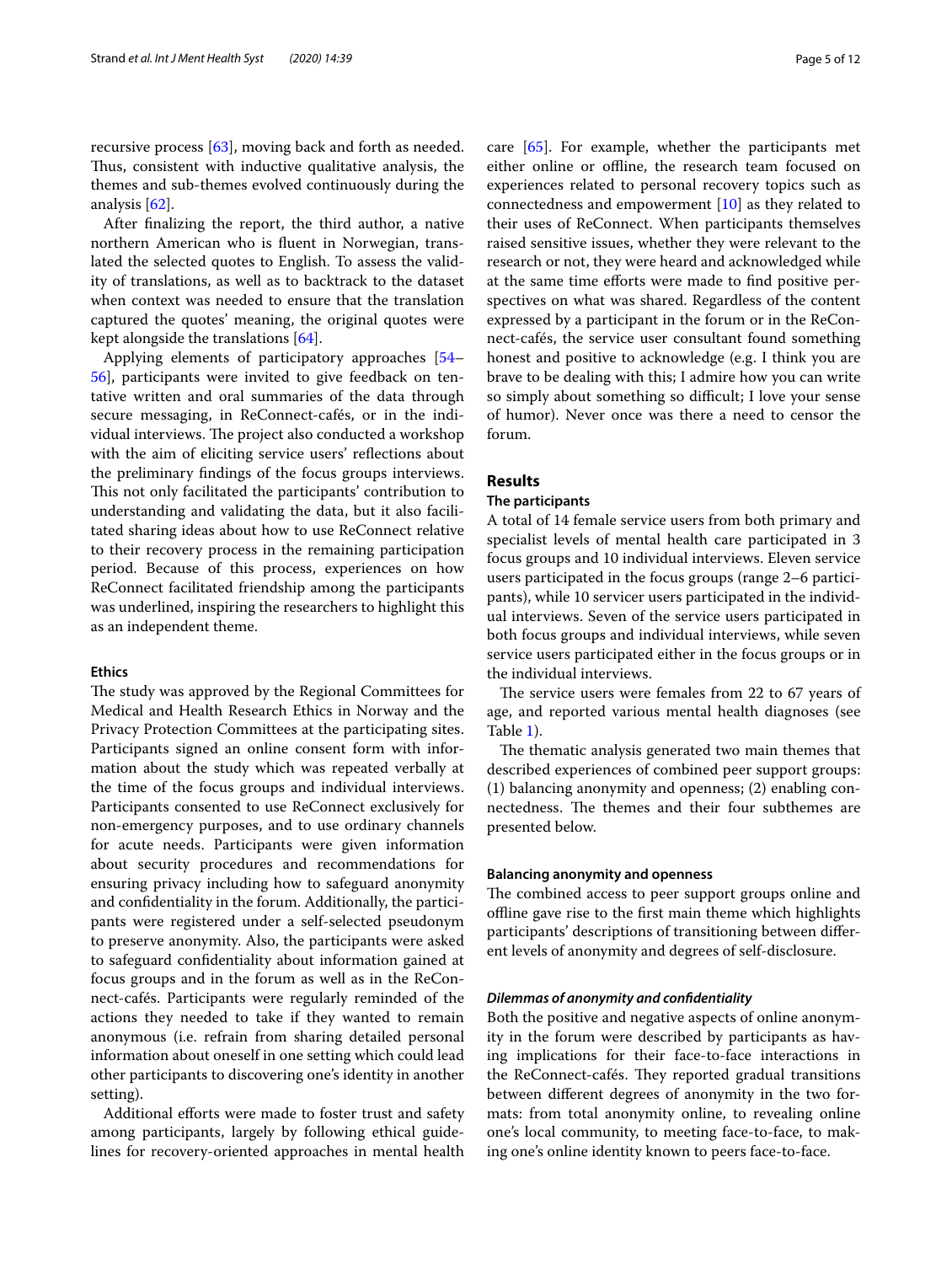recursive process [63], moving back and forth as needed. Thus, consistent with inductive qualitative analysis, the themes and sub-themes evolved continuously during the analysis [62].

After finalizing the report, the third author, a native northern American who is fluent in Norwegian, translated the selected quotes to English. To assess the validity of translations, as well as to backtrack to the dataset when context was needed to ensure that the translation captured the quotes' meaning, the original quotes were kept alongside the translations [64].

Applying elements of participatory approaches [54–56], participants were invited to give feedback on tentative written and oral summaries of the data through secure messaging, in ReConnect-cafés, or in the individual interviews. The project also conducted a workshop with the aim of eliciting service users' reflections about the preliminary findings of the focus groups interviews. This not only facilitated the participants' contribution to understanding and validating the data, but it also facilitated sharing ideas about how to use ReConnect relative to their recovery process in the remaining participation period. Because of this process, experiences on how ReConnect facilitated friendship among the participants was underlined, inspiring the researchers to highlight this as an independent theme.

### Ethics

The study was approved by the Regional Committees for Medical and Health Research Ethics in Norway and the Privacy Protection Committees at the participating sites. Participants signed an online consent form with information about the study which was repeated verbally at the time of the focus groups and individual interviews. Participants consented to use ReConnect exclusively for non-emergency purposes, and to use ordinary channels for acute needs. Participants were given information about security procedures and recommendations for ensuring privacy including how to safeguard anonymity and confidentiality in the forum. Additionally, the participants were registered under a self-selected pseudonym to preserve anonymity. Also, the participants were asked to safeguard confidentiality about information gained at focus groups and in the forum as well as in the ReConnect-cafés. Participants were regularly reminded of the actions they needed to take if they wanted to remain anonymous (i.e. refrain from sharing detailed personal information about oneself in one setting which could lead other participants to discovering one's identity in another setting).

Additional efforts were made to foster trust and safety among participants, largely by following ethical guidelines for recovery-oriented approaches in mental health care [65]. For example, whether the participants met either online or offline, the research team focused on experiences related to personal recovery topics such as connectedness and empowerment [10] as they related to their uses of ReConnect. When participants themselves raised sensitive issues, whether they were relevant to the research or not, they were heard and acknowledged while at the same time efforts were made to find positive perspectives on what was shared. Regardless of the content expressed by a participant in the forum or in the ReConnect-cafés, the service user consultant found something honest and positive to acknowledge (e.g. I think you are brave to be dealing with this; I admire how you can write so simply about something so difficult; I love your sense of humor). Never once was there a need to censor the forum.

## Results

### The participants

A total of 14 female service users from both primary and specialist levels of mental health care participated in 3 focus groups and 10 individual interviews. Eleven service users participated in the focus groups (range 2–6 participants), while 10 servicer users participated in the individual interviews. Seven of the service users participated in both focus groups and individual interviews, while seven service users participated either in the focus groups or in the individual interviews.

The service users were females from 22 to 67 years of age, and reported various mental health diagnoses (see Table 1).

The thematic analysis generated two main themes that described experiences of combined peer support groups: (1) balancing anonymity and openness; (2) enabling connectedness. The themes and their four subthemes are presented below.

### Balancing anonymity and openness

The combined access to peer support groups online and offline gave rise to the first main theme which highlights participants' descriptions of transitioning between different levels of anonymity and degrees of self-disclosure.

#### *Dilemmas of anonymity and confidentiality*

Both the positive and negative aspects of online anonymity in the forum were described by participants as having implications for their face-to-face interactions in the ReConnect-cafés. They reported gradual transitions between different degrees of anonymity in the two formats: from total anonymity online, to revealing one's local community, to meeting face-to-face, to making one's online identity known to peers face-to-face.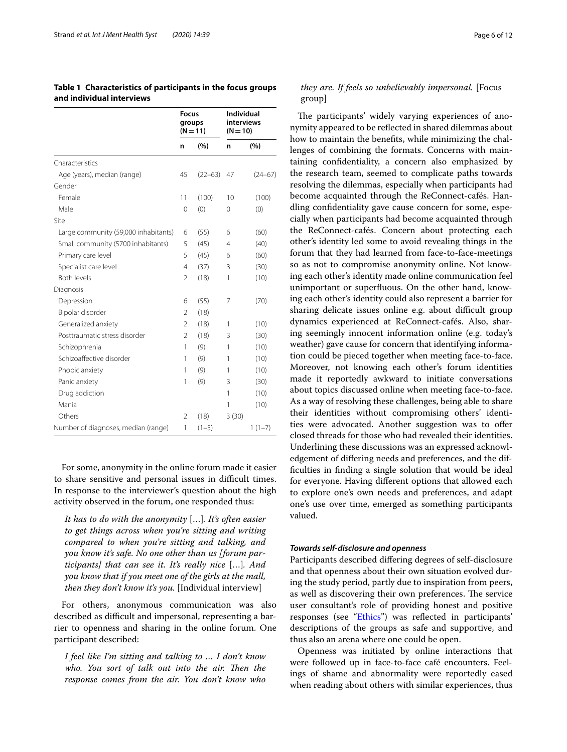**Table 1 Characteristics of participants in the focus groups and individual interviews**

| | Focus groups (N = 11) | | Individual interviews (N = 10) | |
|---|---|---|---|---|
| | n | (%) | n | (%) |
| Characteristics | | | | |
| Age (years), median (range) | 45 | (22–63) | 47 | (24–67) |
| Gender | | | | |
| Female | 11 | (100) | 10 | (100) |
| Male | 0 | (0) | 0 | (0) |
| Site | | | | |
| Large community (59,000 inhabitants) | 6 | (55) | 6 | (60) |
| Small community (5700 inhabitants) | 5 | (45) | 4 | (40) |
| Primary care level | 5 | (45) | 6 | (60) |
| Specialist care level | 4 | (37) | 3 | (30) |
| Both levels | 2 | (18) | 1 | (10) |
| Diagnosis | | | | |
| Depression | 6 | (55) | 7 | (70) |
| Bipolar disorder | 2 | (18) | | |
| Generalized anxiety | 2 | (18) | 1 | (10) |
| Posttraumatic stress disorder | 2 | (18) | 3 | (30) |
| Schizophrenia | 1 | (9) | 1 | (10) |
| Schizoaffective disorder | 1 | (9) | 1 | (10) |
| Phobic anxiety | 1 | (9) | 1 | (10) |
| Panic anxiety | 1 | (9) | 3 | (30) |
| Drug addiction | | | 1 | (10) |
| Mania | | | 1 | (10) |
| Others | 2 | (18) | 3 (30) | |
| Number of diagnoses, median (range) | 1 | (1–5) | | 1 (1–7) |

For some, anonymity in the online forum made it easier to share sensitive and personal issues in difficult times. In response to the interviewer's question about the high activity observed in the forum, one responded thus:

> *It has to do with the anonymity* […]*. It's often easier to get things across when you're sitting and writing compared to when you're sitting and talking, and you know it's safe. No one other than us [forum participants] that can see it. It's really nice* […]*. And you know that if you meet one of the girls at the mall, then they don't know it's you.* [Individual interview]

For others, anonymous communication was also described as difficult and impersonal, representing a barrier to openness and sharing in the online forum. One participant described:

> *I feel like I'm sitting and talking to … I don't know who. You sort of talk out into the air. Then the response comes from the air. You don't know who they are. If feels so unbelievably impersonal.* [Focus group]

The participants' widely varying experiences of anonymity appeared to be reflected in shared dilemmas about how to maintain the benefits, while minimizing the challenges of combining the formats. Concerns with maintaining confidentiality, a concern also emphasized by the research team, seemed to complicate paths towards resolving the dilemmas, especially when participants had become acquainted through the ReConnect-cafés. Handling confidentiality gave cause concern for some, especially when participants had become acquainted through the ReConnect-cafés. Concern about protecting each other's identity led some to avoid revealing things in the forum that they had learned from face-to-face-meetings so as not to compromise anonymity online. Not knowing each other's identity made online communication feel unimportant or superfluous. On the other hand, knowing each other's identity could also represent a barrier for sharing delicate issues online e.g. about difficult group dynamics experienced at ReConnect-cafés. Also, sharing seemingly innocent information online (e.g. today's weather) gave cause for concern that identifying information could be pieced together when meeting face-to-face. Moreover, not knowing each other's forum identities made it reportedly awkward to initiate conversations about topics discussed online when meeting face-to-face. As a way of resolving these challenges, being able to share their identities without compromising others' identities were advocated. Another suggestion was to offer closed threads for those who had revealed their identities. Underlining these discussions was an expressed acknowledgement of differing needs and preferences, and the difficulties in finding a single solution that would be ideal for everyone. Having different options that allowed each to explore one's own needs and preferences, and adapt one's use over time, emerged as something participants valued.

#### *Towards self-disclosure and openness*

Participants described differing degrees of self-disclosure and that openness about their own situation evolved during the study period, partly due to inspiration from peers, as well as discovering their own preferences. The service user consultant's role of providing honest and positive responses (see "Ethics") was reflected in participants' descriptions of the groups as safe and supportive, and thus also an arena where one could be open.

Openness was initiated by online interactions that were followed up in face-to-face café encounters. Feelings of shame and abnormality were reportedly eased when reading about others with similar experiences, thus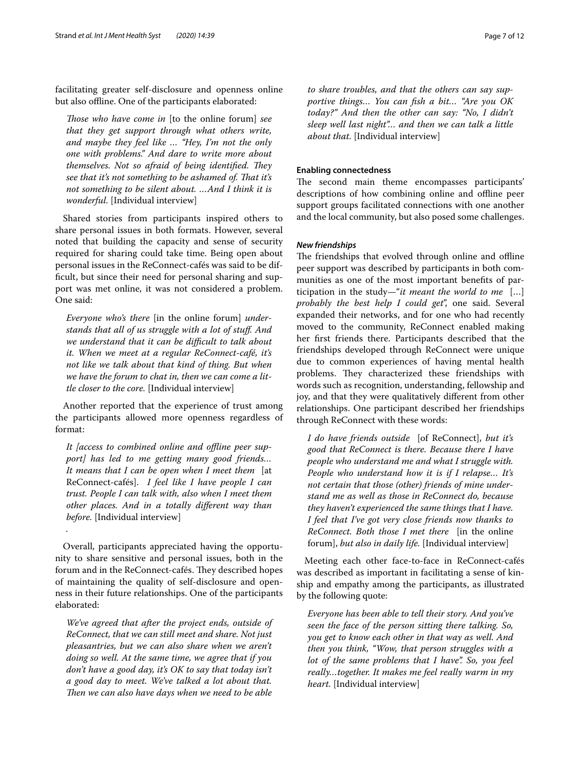facilitating greater self-disclosure and openness online but also offline. One of the participants elaborated:

> *Those who have come in* [to the online forum] *see that they get support through what others write, and maybe they feel like … "Hey, I'm not the only one with problems." And dare to write more about themselves. Not so afraid of being identified. They see that it's not something to be ashamed of. That it's not something to be silent about. …And I think it is wonderful.* [Individual interview]

Shared stories from participants inspired others to share personal issues in both formats. However, several noted that building the capacity and sense of security required for sharing could take time. Being open about personal issues in the ReConnect-cafés was said to be difficult, but since their need for personal sharing and support was met online, it was not considered a problem. One said:

> *Everyone who's there* [in the online forum] *understands that all of us struggle with a lot of stuff. And we understand that it can be difficult to talk about it. When we meet at a regular ReConnect-café, it's not like we talk about that kind of thing. But when we have the forum to chat in, then we can come a little closer to the core.* [Individual interview]

Another reported that the experience of trust among the participants allowed more openness regardless of format:

> *It [access to combined online and offline peer support] has led to me getting many good friends… It means that I can be open when I meet them* [at ReConnect-cafés]. *I feel like I have people I can trust. People I can talk with, also when I meet them other places. And in a totally different way than before.* [Individual interview]

.

Overall, participants appreciated having the opportunity to share sensitive and personal issues, both in the forum and in the ReConnect-cafés. They described hopes of maintaining the quality of self-disclosure and openness in their future relationships. One of the participants elaborated:

> *We've agreed that after the project ends, outside of ReConnect, that we can still meet and share. Not just pleasantries, but we can also share when we aren't doing so well. At the same time, we agree that if you don't have a good day, it's OK to say that today isn't a good day to meet. We've talked a lot about that. Then we can also have days when we need to be able to share troubles, and that the others can say supportive things… You can fish a bit… "Are you OK today?" And then the other can say: "No, I didn't sleep well last night"… and then we can talk a little about that.* [Individual interview]

### Enabling connectedness

The second main theme encompasses participants' descriptions of how combining online and offline peer support groups facilitated connections with one another and the local community, but also posed some challenges.

#### *New friendships*

The friendships that evolved through online and offline peer support was described by participants in both communities as one of the most important benefits of participation in the study—"*it meant the world to me* […] *probably the best help I could get*", one said. Several expanded their networks, and for one who had recently moved to the community, ReConnect enabled making her first friends there. Participants described that the friendships developed through ReConnect were unique due to common experiences of having mental health problems. They characterized these friendships with words such as recognition, understanding, fellowship and joy, and that they were qualitatively different from other relationships. One participant described her friendships through ReConnect with these words:

> *I do have friends outside* [of ReConnect], *but it's good that ReConnect is there. Because there I have people who understand me and what I struggle with. People who understand how it is if I relapse… It's not certain that those (other) friends of mine understand me as well as those in ReConnect do, because they haven't experienced the same things that I have. I feel that I've got very close friends now thanks to ReConnect. Both those I met there* [in the online forum], *but also in daily life.* [Individual interview]

Meeting each other face-to-face in ReConnect-cafés was described as important in facilitating a sense of kinship and empathy among the participants, as illustrated by the following quote:

> *Everyone has been able to tell their story. And you've seen the face of the person sitting there talking. So, you get to know each other in that way as well. And then you think, "Wow, that person struggles with a lot of the same problems that I have". So, you feel really…together. It makes me feel really warm in my heart.* [Individual interview]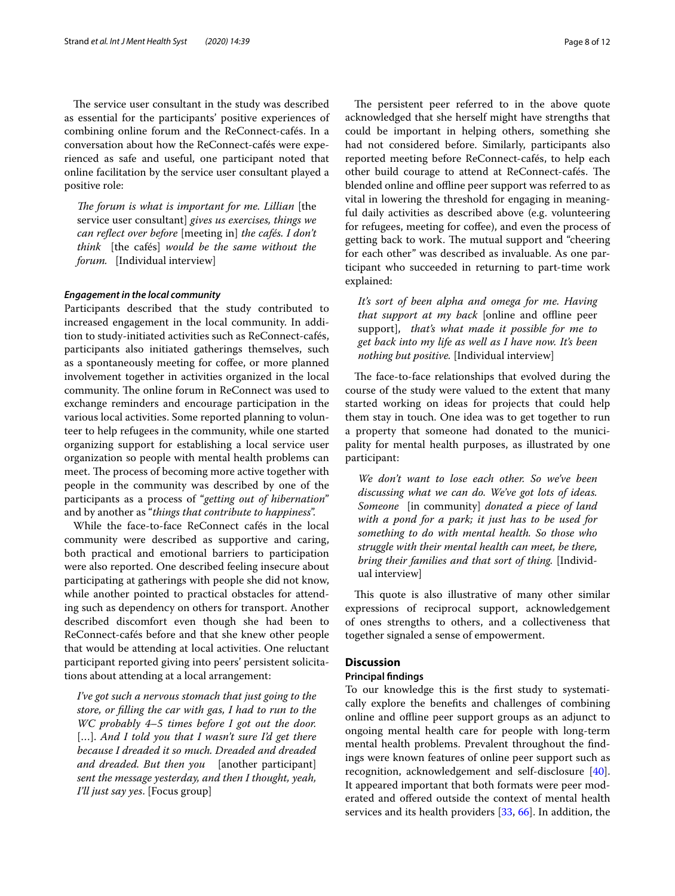The service user consultant in the study was described as essential for the participants' positive experiences of combining online forum and the ReConnect-cafés. In a conversation about how the ReConnect-cafés were experienced as safe and useful, one participant noted that online facilitation by the service user consultant played a positive role:

> *The forum is what is important for me. Lillian* [the service user consultant] *gives us exercises, things we can reflect over before* [meeting in] *the cafés. I don't think* [the cafés] *would be the same without the forum.* [Individual interview]

#### *Engagement in the local community*

Participants described that the study contributed to increased engagement in the local community. In addition to study-initiated activities such as ReConnect-cafés, participants also initiated gatherings themselves, such as a spontaneously meeting for coffee, or more planned involvement together in activities organized in the local community. The online forum in ReConnect was used to exchange reminders and encourage participation in the various local activities. Some reported planning to volunteer to help refugees in the community, while one started organizing support for establishing a local service user organization so people with mental health problems can meet. The process of becoming more active together with people in the community was described by one of the participants as a process of "*getting out of hibernation*" and by another as "*things that contribute to happiness*".

While the face-to-face ReConnect cafés in the local community were described as supportive and caring, both practical and emotional barriers to participation were also reported. One described feeling insecure about participating at gatherings with people she did not know, while another pointed to practical obstacles for attending such as dependency on others for transport. Another described discomfort even though she had been to ReConnect-cafés before and that she knew other people that would be attending at local activities. One reluctant participant reported giving into peers' persistent solicitations about attending at a local arrangement:

> *I've got such a nervous stomach that just going to the store, or filling the car with gas, I had to run to the WC probably 4–5 times before I got out the door.* […]. *And I told you that I wasn't sure I'd get there because I dreaded it so much. Dreaded and dreaded and dreaded. But then you* [another participant] *sent the message yesterday, and then I thought, yeah, I'll just say yes*. [Focus group]

The persistent peer referred to in the above quote acknowledged that she herself might have strengths that could be important in helping others, something she had not considered before. Similarly, participants also reported meeting before ReConnect-cafés, to help each other build courage to attend at ReConnect-cafés. The blended online and offline peer support was referred to as vital in lowering the threshold for engaging in meaningful daily activities as described above (e.g. volunteering for refugees, meeting for coffee), and even the process of getting back to work. The mutual support and "cheering for each other" was described as invaluable. As one participant who succeeded in returning to part-time work explained:

> *It's sort of been alpha and omega for me. Having that support at my back* [online and offline peer support], *that's what made it possible for me to get back into my life as well as I have now. It's been nothing but positive.* [Individual interview]

The face-to-face relationships that evolved during the course of the study were valued to the extent that many started working on ideas for projects that could help them stay in touch. One idea was to get together to run a property that someone had donated to the municipality for mental health purposes, as illustrated by one participant:

> *We don't want to lose each other. So we've been discussing what we can do. We've got lots of ideas. Someone* [in community] *donated a piece of land with a pond for a park; it just has to be used for something to do with mental health. So those who struggle with their mental health can meet, be there, bring their families and that sort of thing.* [Individual interview]

This quote is also illustrative of many other similar expressions of reciprocal support, acknowledgement of ones strengths to others, and a collectiveness that together signaled a sense of empowerment.

## Discussion

### Principal findings

To our knowledge this is the first study to systematically explore the benefits and challenges of combining online and offline peer support groups as an adjunct to ongoing mental health care for people with long-term mental health problems. Prevalent throughout the findings were known features of online peer support such as recognition, acknowledgement and self-disclosure [40]. It appeared important that both formats were peer moderated and offered outside the context of mental health services and its health providers [33, 66]. In addition, the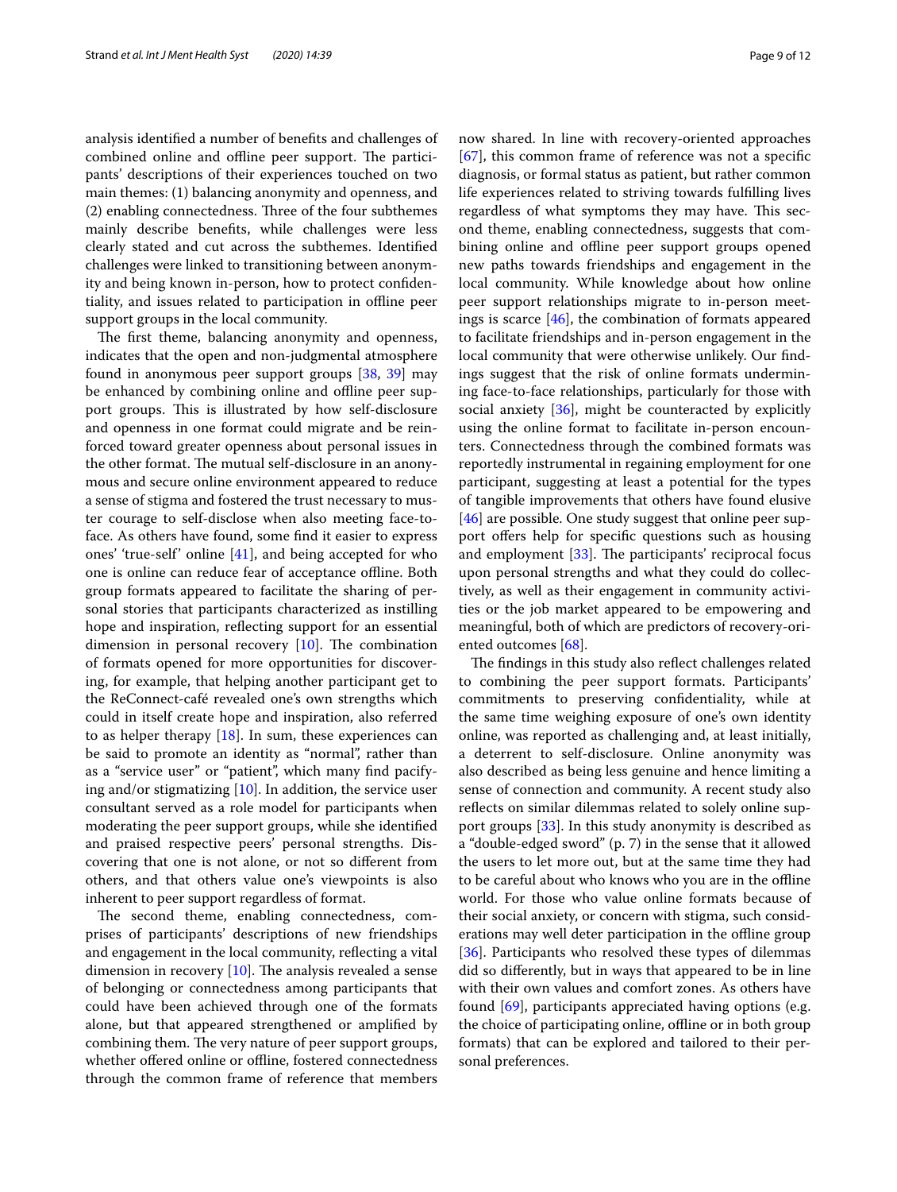analysis identified a number of benefits and challenges of combined online and offline peer support. The participants' descriptions of their experiences touched on two main themes: (1) balancing anonymity and openness, and (2) enabling connectedness. Three of the four subthemes mainly describe benefits, while challenges were less clearly stated and cut across the subthemes. Identified challenges were linked to transitioning between anonymity and being known in-person, how to protect confidentiality, and issues related to participation in offline peer support groups in the local community.

The first theme, balancing anonymity and openness, indicates that the open and non-judgmental atmosphere found in anonymous peer support groups [38, 39] may be enhanced by combining online and offline peer support groups. This is illustrated by how self-disclosure and openness in one format could migrate and be reinforced toward greater openness about personal issues in the other format. The mutual self-disclosure in an anonymous and secure online environment appeared to reduce a sense of stigma and fostered the trust necessary to muster courage to self-disclose when also meeting face-to-face. As others have found, some find it easier to express ones' 'true-self' online [41], and being accepted for who one is online can reduce fear of acceptance offline. Both group formats appeared to facilitate the sharing of personal stories that participants characterized as instilling hope and inspiration, reflecting support for an essential dimension in personal recovery [10]. The combination of formats opened for more opportunities for discovering, for example, that helping another participant get to the ReConnect-café revealed one's own strengths which could in itself create hope and inspiration, also referred to as helper therapy [18]. In sum, these experiences can be said to promote an identity as "normal", rather than as a "service user" or "patient", which many find pacifying and/or stigmatizing [10]. In addition, the service user consultant served as a role model for participants when moderating the peer support groups, while she identified and praised respective peers' personal strengths. Discovering that one is not alone, or not so different from others, and that others value one's viewpoints is also inherent to peer support regardless of format.

The second theme, enabling connectedness, comprises of participants' descriptions of new friendships and engagement in the local community, reflecting a vital dimension in recovery [10]. The analysis revealed a sense of belonging or connectedness among participants that could have been achieved through one of the formats alone, but that appeared strengthened or amplified by combining them. The very nature of peer support groups, whether offered online or offline, fostered connectedness through the common frame of reference that members now shared. In line with recovery-oriented approaches [67], this common frame of reference was not a specific diagnosis, or formal status as patient, but rather common life experiences related to striving towards fulfilling lives regardless of what symptoms they may have. This second theme, enabling connectedness, suggests that combining online and offline peer support groups opened new paths towards friendships and engagement in the local community. While knowledge about how online peer support relationships migrate to in-person meetings is scarce [46], the combination of formats appeared to facilitate friendships and in-person engagement in the local community that were otherwise unlikely. Our findings suggest that the risk of online formats undermining face-to-face relationships, particularly for those with social anxiety [36], might be counteracted by explicitly using the online format to facilitate in-person encounters. Connectedness through the combined formats was reportedly instrumental in regaining employment for one participant, suggesting at least a potential for the types of tangible improvements that others have found elusive [46] are possible. One study suggest that online peer support offers help for specific questions such as housing and employment [33]. The participants' reciprocal focus upon personal strengths and what they could do collectively, as well as their engagement in community activities or the job market appeared to be empowering and meaningful, both of which are predictors of recovery-oriented outcomes [68].

The findings in this study also reflect challenges related to combining the peer support formats. Participants' commitments to preserving confidentiality, while at the same time weighing exposure of one's own identity online, was reported as challenging and, at least initially, a deterrent to self-disclosure. Online anonymity was also described as being less genuine and hence limiting a sense of connection and community. A recent study also reflects on similar dilemmas related to solely online support groups [33]. In this study anonymity is described as a "double-edged sword" (p. 7) in the sense that it allowed the users to let more out, but at the same time they had to be careful about who knows who you are in the offline world. For those who value online formats because of their social anxiety, or concern with stigma, such considerations may well deter participation in the offline group [36]. Participants who resolved these types of dilemmas did so differently, but in ways that appeared to be in line with their own values and comfort zones. As others have found [69], participants appreciated having options (e.g. the choice of participating online, offline or in both group formats) that can be explored and tailored to their personal preferences.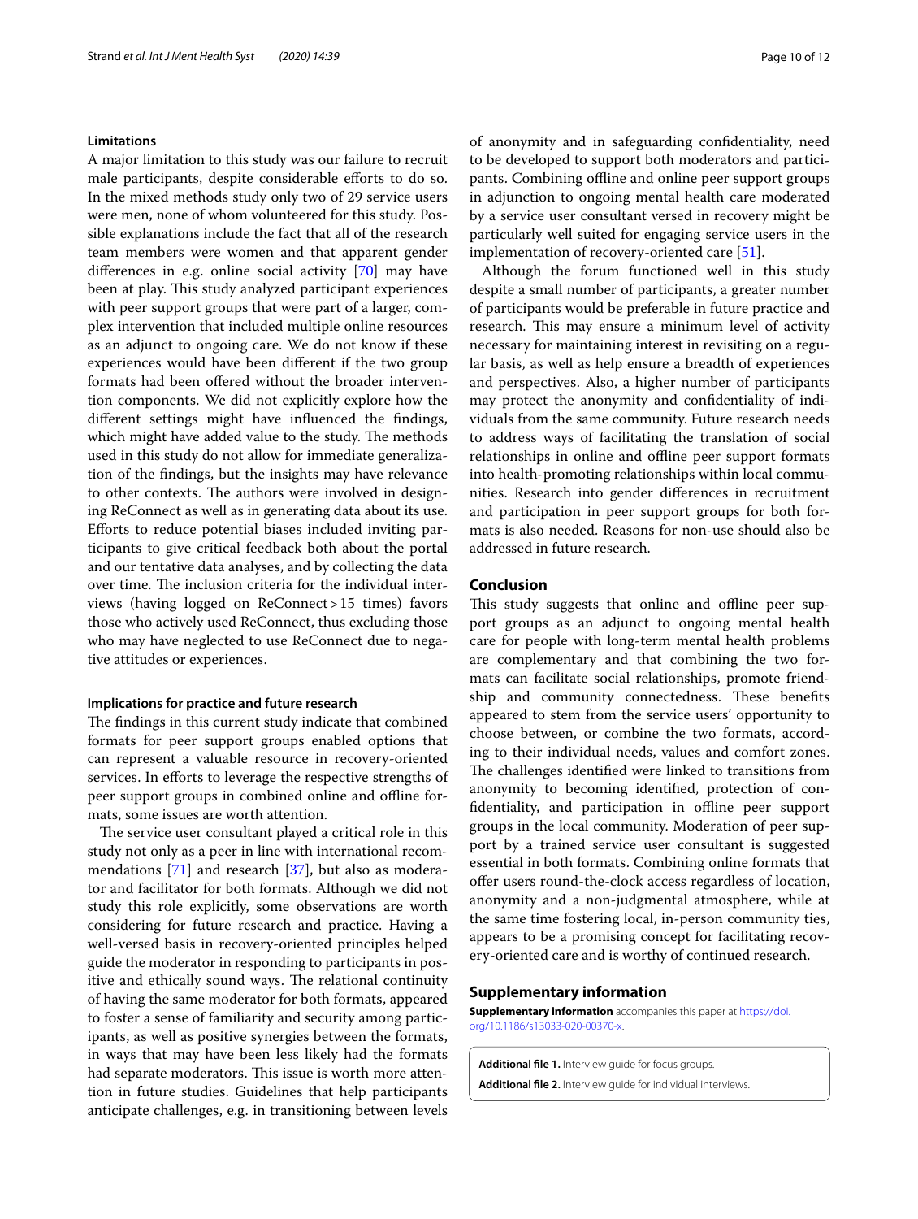### Limitations

A major limitation to this study was our failure to recruit male participants, despite considerable efforts to do so. In the mixed methods study only two of 29 service users were men, none of whom volunteered for this study. Possible explanations include the fact that all of the research team members were women and that apparent gender differences in e.g. online social activity [70] may have been at play. This study analyzed participant experiences with peer support groups that were part of a larger, complex intervention that included multiple online resources as an adjunct to ongoing care. We do not know if these experiences would have been different if the two group formats had been offered without the broader intervention components. We did not explicitly explore how the different settings might have influenced the findings, which might have added value to the study. The methods used in this study do not allow for immediate generalization of the findings, but the insights may have relevance to other contexts. The authors were involved in designing ReConnect as well as in generating data about its use. Efforts to reduce potential biases included inviting participants to give critical feedback both about the portal and our tentative data analyses, and by collecting the data over time. The inclusion criteria for the individual interviews (having logged on ReConnect > 15 times) favors those who actively used ReConnect, thus excluding those who may have neglected to use ReConnect due to negative attitudes or experiences.

### Implications for practice and future research

The findings in this current study indicate that combined formats for peer support groups enabled options that can represent a valuable resource in recovery-oriented services. In efforts to leverage the respective strengths of peer support groups in combined online and offline formats, some issues are worth attention.

The service user consultant played a critical role in this study not only as a peer in line with international recommendations [71] and research [37], but also as moderator and facilitator for both formats. Although we did not study this role explicitly, some observations are worth considering for future research and practice. Having a well-versed basis in recovery-oriented principles helped guide the moderator in responding to participants in positive and ethically sound ways. The relational continuity of having the same moderator for both formats, appeared to foster a sense of familiarity and security among participants, as well as positive synergies between the formats, in ways that may have been less likely had the formats had separate moderators. This issue is worth more attention in future studies. Guidelines that help participants anticipate challenges, e.g. in transitioning between levels of anonymity and in safeguarding confidentiality, need to be developed to support both moderators and participants. Combining offline and online peer support groups in adjunction to ongoing mental health care moderated by a service user consultant versed in recovery might be particularly well suited for engaging service users in the implementation of recovery-oriented care [51].

Although the forum functioned well in this study despite a small number of participants, a greater number of participants would be preferable in future practice and research. This may ensure a minimum level of activity necessary for maintaining interest in revisiting on a regular basis, as well as help ensure a breadth of experiences and perspectives. Also, a higher number of participants may protect the anonymity and confidentiality of individuals from the same community. Future research needs to address ways of facilitating the translation of social relationships in online and offline peer support formats into health-promoting relationships within local communities. Research into gender differences in recruitment and participation in peer support groups for both formats is also needed. Reasons for non-use should also be addressed in future research.

## Conclusion

This study suggests that online and offline peer support groups as an adjunct to ongoing mental health care for people with long-term mental health problems are complementary and that combining the two formats can facilitate social relationships, promote friendship and community connectedness. These benefits appeared to stem from the service users' opportunity to choose between, or combine the two formats, according to their individual needs, values and comfort zones. The challenges identified were linked to transitions from anonymity to becoming identified, protection of confidentiality, and participation in offline peer support groups in the local community. Moderation of peer support by a trained service user consultant is suggested essential in both formats. Combining online formats that offer users round-the-clock access regardless of location, anonymity and a non-judgmental atmosphere, while at the same time fostering local, in-person community ties, appears to be a promising concept for facilitating recovery-oriented care and is worthy of continued research.

## Supplementary information

**Supplementary information** accompanies this paper at https://doi.org/10.1186/s13033-020-00370-x.

**Additional file 1.** Interview guide for focus groups.

**Additional file 2.** Interview guide for individual interviews.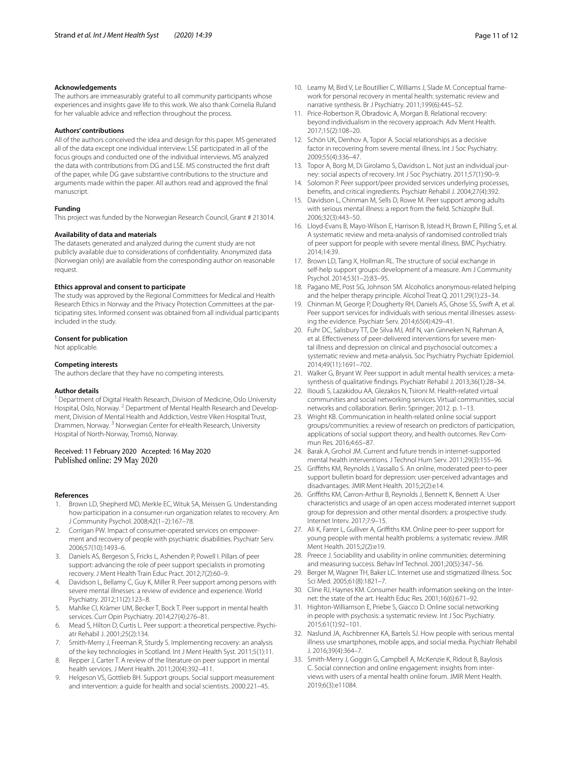### Acknowledgements

The authors are immeasurably grateful to all community participants whose experiences and insights gave life to this work. We also thank Cornelia Ruland for her valuable advice and reflection throughout the process.

### Authors' contributions

All of the authors conceived the idea and design for this paper. MS generated all of the data except one individual interview. LSE participated in all of the focus groups and conducted one of the individual interviews. MS analyzed the data with contributions from DG and LSE. MS constructed the first draft of the paper, while DG gave substantive contributions to the structure and arguments made within the paper. All authors read and approved the final manuscript.

### Funding

This project was funded by the Norwegian Research Council, Grant # 213014.

### Availability of data and materials

The datasets generated and analyzed during the current study are not publicly available due to considerations of confidentiality. Anonymized data (Norwegian only) are available from the corresponding author on reasonable request.

### Ethics approval and consent to participate

The study was approved by the Regional Committees for Medical and Health Research Ethics in Norway and the Privacy Protection Committees at the participating sites. Informed consent was obtained from all individual participants included in the study.

### Consent for publication

Not applicable.

### Competing interests

The authors declare that they have no competing interests.

### Author details

[1] Department of Digital Health Research, Division of Medicine, Oslo University Hospital, Oslo, Norway. [2] Department of Mental Health Research and Development, Division of Mental Health and Addiction, Vestre Viken Hospital Trust, Drammen, Norway. [3] Norwegian Center for eHealth Research, University Hospital of North-Norway, Tromsö, Norway.

Received: 11 February 2020 Accepted: 16 May 2020
Published online: 29 May 2020

### References

1. Brown LD, Shepherd MD, Merkle EC, Wituk SA, Meissen G. Understanding how participation in a consumer-run organization relates to recovery. Am J Community Psychol. 2008;42(1–2):167–78.
2. Corrigan PW. Impact of consumer-operated services on empowerment and recovery of people with psychiatric disabilities. Psychiatr Serv. 2006;57(10):1493–6.
3. Daniels AS, Bergeson S, Fricks L, Ashenden P, Powell I. Pillars of peer support: advancing the role of peer support specialists in promoting recovery. J Ment Health Train Educ Pract. 2012;7(2):60–9.
4. Davidson L, Bellamy C, Guy K, Miller R. Peer support among persons with severe mental illnesses: a review of evidence and experience. World Psychiatry. 2012;11(2):123–8.
5. Mahlke CI, Krämer UM, Becker T, Bock T. Peer support in mental health services. Curr Opin Psychiatry. 2014;27(4):276–81.
6. Mead S, Hilton D, Curtis L. Peer support: a theoretical perspective. Psychiatr Rehabil J. 2001;25(2):134.
7. Smith-Merry J, Freeman R, Sturdy S. Implementing recovery: an analysis of the key technologies in Scotland. Int J Ment Health Syst. 2011;5(1):11.
8. Repper J, Carter T. A review of the literature on peer support in mental health services. J Ment Health. 2011;20(4):392–411.
9. Helgeson VS, Gottlieb BH. Support groups. Social support measurement and intervention: a guide for health and social scientists. 2000:221–45.
10. Leamy M, Bird V, Le Boutillier C, Williams J, Slade M. Conceptual framework for personal recovery in mental health: systematic review and narrative synthesis. Br J Psychiatry. 2011;199(6):445–52.
11. Price-Robertson R, Obradovic A, Morgan B. Relational recovery: beyond individualism in the recovery approach. Adv Ment Health. 2017;15(2):108–20.
12. Schön UK, Denhov A, Topor A. Social relationships as a decisive factor in recovering from severe mental illness. Int J Soc Psychiatry. 2009;55(4):336–47.
13. Topor A, Borg M, Di Girolamo S, Davidson L. Not just an individual journey: social aspects of recovery. Int J Soc Psychiatry. 2011;57(1):90–9.
14. Solomon P. Peer support/peer provided services underlying processes, benefits, and critical ingredients. Psychiatr Rehabil J. 2004;27(4):392.
15. Davidson L, Chinman M, Sells D, Rowe M. Peer support among adults with serious mental illness: a report from the field. Schizophr Bull. 2006;32(3):443–50.
16. Lloyd-Evans B, Mayo-Wilson E, Harrison B, Istead H, Brown E, Pilling S, et al. A systematic review and meta-analysis of randomised controlled trials of peer support for people with severe mental illness. BMC Psychiatry. 2014;14:39.
17. Brown LD, Tang X, Hollman RL. The structure of social exchange in self-help support groups: development of a measure. Am J Community Psychol. 2014;53(1–2):83–95.
18. Pagano ME, Post SG, Johnson SM. Alcoholics anonymous-related helping and the helper therapy principle. Alcohol Treat Q. 2011;29(1):23–34.
19. Chinman M, George P, Dougherty RH, Daniels AS, Ghose SS, Swift A, et al. Peer support services for individuals with serious mental illnesses: assessing the evidence. Psychiatr Serv. 2014;65(4):429–41.
20. Fuhr DC, Salisbury TT, De Silva MJ, Atif N, van Ginneken N, Rahman A, et al. Effectiveness of peer-delivered interventions for severe mental illness and depression on clinical and psychosocial outcomes: a systematic review and meta-analysis. Soc Psychiatry Psychiatr Epidemiol. 2014;49(11):1691–702.
21. Walker G, Bryant W. Peer support in adult mental health services: a metasynthesis of qualitative findings. Psychiatr Rehabil J. 2013;36(1):28–34.
22. Ilioudi S, Lazakidou AA, Glezakos N, Tsironi M. Health-related virtual communities and social networking services. Virtual communities, social networks and collaboration. Berlin: Springer; 2012. p. 1–13.
23. Wright KB. Communication in health-related online social support groups/communities: a review of research on predictors of participation, applications of social support theory, and health outcomes. Rev Commun Res. 2016;4:65–87.
24. Barak A, Grohol JM. Current and future trends in internet-supported mental health interventions. J Technol Hum Serv. 2011;29(3):155–96.
25. Griffiths KM, Reynolds J, Vassallo S. An online, moderated peer-to-peer support bulletin board for depression: user-perceived advantages and disadvantages. JMIR Ment Health. 2015;2(2):e14.
26. Griffiths KM, Carron-Arthur B, Reynolds J, Bennett K, Bennett A. User characteristics and usage of an open access moderated internet support group for depression and other mental disorders: a prospective study. Internet Interv. 2017;7:9–15.
27. Ali K, Farrer L, Gulliver A, Griffiths KM. Online peer-to-peer support for young people with mental health problems: a systematic review. JMIR Ment Health. 2015;2(2):e19.
28. Preece J. Sociability and usability in online communities: determining and measuring success. Behav Inf Technol. 2001;20(5):347–56.
29. Berger M, Wagner TH, Baker LC. Internet use and stigmatized illness. Soc Sci Med. 2005;61(8):1821–7.
30. Cline RJ, Haynes KM. Consumer health information seeking on the Internet: the state of the art. Health Educ Res. 2001;16(6):671–92.
31. Highton-Williamson E, Priebe S, Giacco D. Online social networking in people with psychosis: a systematic review. Int J Soc Psychiatry. 2015;61(1):92–101.
32. Naslund JA, Aschbrenner KA, Bartels SJ. How people with serious mental illness use smartphones, mobile apps, and social media. Psychiatr Rehabil J. 2016;39(4):364–7.
33. Smith-Merry J, Goggin G, Campbell A, McKenzie K, Ridout B, Baylosis C. Social connection and online engagement: insights from interviews with users of a mental health online forum. JMIR Ment Health. 2019;6(3):e11084.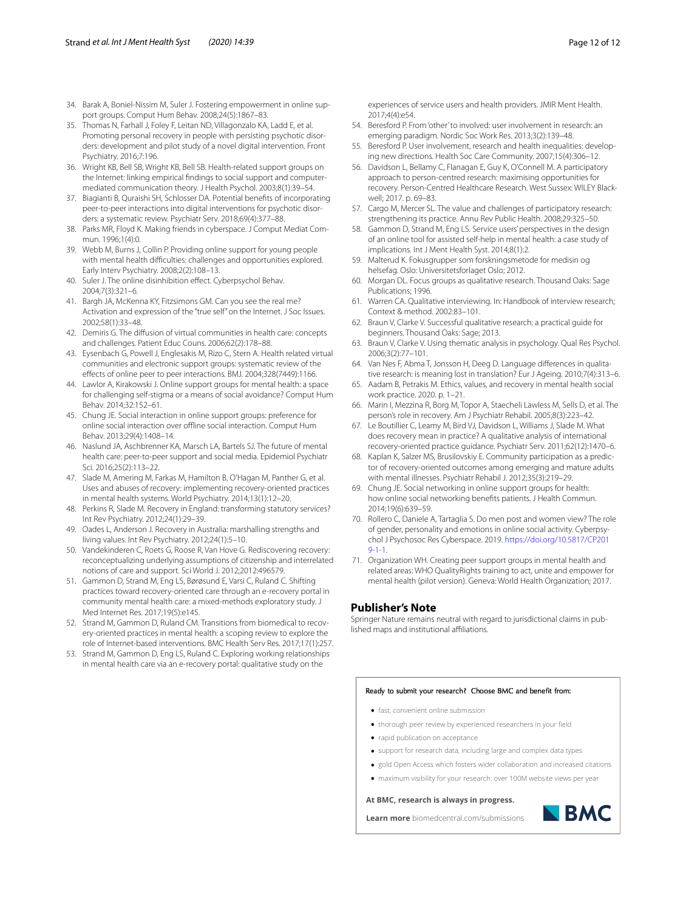34. Barak A, Boniel-Nissim M, Suler J. Fostering empowerment in online support groups. Comput Hum Behav. 2008;24(5):1867–83.
35. Thomas N, Farhall J, Foley F, Leitan ND, Villagonzalo KA, Ladd E, et al. Promoting personal recovery in people with persisting psychotic disorders: development and pilot study of a novel digital intervention. Front Psychiatry. 2016;7:196.
36. Wright KB, Bell SB, Wright KB, Bell SB. Health-related support groups on the Internet: linking empirical findings to social support and computer-mediated communication theory. J Health Psychol. 2003;8(1):39–54.
37. Biagianti B, Quraishi SH, Schlosser DA. Potential benefits of incorporating peer-to-peer interactions into digital interventions for psychotic disorders: a systematic review. Psychiatr Serv. 2018;69(4):377–88.
38. Parks MR, Floyd K. Making friends in cyberspace. J Comput Mediat Commun. 1996;1(4):0.
39. Webb M, Burns J, Collin P. Providing online support for young people with mental health difficulties: challenges and opportunities explored. Early Interv Psychiatry. 2008;2(2):108–13.
40. Suler J. The online disinhibition effect. Cyberpsychol Behav. 2004;7(3):321–6.
41. Bargh JA, McKenna KY, Fitzsimons GM. Can you see the real me? Activation and expression of the "true self" on the Internet. J Soc Issues. 2002;58(1):33–48.
42. Demiris G. The diffusion of virtual communities in health care: concepts and challenges. Patient Educ Couns. 2006;62(2):178–88.
43. Eysenbach G, Powell J, Englesakis M, Rizo C, Stern A. Health related virtual communities and electronic support groups: systematic review of the effects of online peer to peer interactions. BMJ. 2004;328(7449):1166.
44. Lawlor A, Kirakowski J. Online support groups for mental health: a space for challenging self-stigma or a means of social avoidance? Comput Hum Behav. 2014;32:152–61.
45. Chung JE. Social interaction in online support groups: preference for online social interaction over offline social interaction. Comput Hum Behav. 2013;29(4):1408–14.
46. Naslund JA, Aschbrenner KA, Marsch LA, Bartels SJ. The future of mental health care: peer-to-peer support and social media. Epidemiol Psychiatr Sci. 2016;25(2):113–22.
47. Slade M, Amering M, Farkas M, Hamilton B, O'Hagan M, Panther G, et al. Uses and abuses of recovery: implementing recovery-oriented practices in mental health systems. World Psychiatry. 2014;13(1):12–20.
48. Perkins R, Slade M. Recovery in England: transforming statutory services? Int Rev Psychiatry. 2012;24(1):29–39.
49. Oades L, Anderson J. Recovery in Australia: marshalling strengths and living values. Int Rev Psychiatry. 2012;24(1):5–10.
50. Vandekinderen C, Roets G, Roose R, Van Hove G. Rediscovering recovery: reconceptualizing underlying assumptions of citizenship and interrelated notions of care and support. Sci World J. 2012;2012:496579.
51. Gammon D, Strand M, Eng LS, Børøsund E, Varsi C, Ruland C. Shifting practices toward recovery-oriented care through an e-recovery portal in community mental health care: a mixed-methods exploratory study. J Med Internet Res. 2017;19(5):e145.
52. Strand M, Gammon D, Ruland CM. Transitions from biomedical to recovery-oriented practices in mental health: a scoping review to explore the role of Internet-based interventions. BMC Health Serv Res. 2017;17(1):257.
53. Strand M, Gammon D, Eng LS, Ruland C. Exploring working relationships in mental health care via an e-recovery portal: qualitative study on the experiences of service users and health providers. JMIR Ment Health. 2017;4(4):e54.
54. Beresford P. From 'other' to involved: user involvement in research: an emerging paradigm. Nordic Soc Work Res. 2013;3(2):139–48.
55. Beresford P. User involvement, research and health inequalities: developing new directions. Health Soc Care Community. 2007;15(4):306–12.
56. Davidson L, Bellamy C, Flanagan E, Guy K, O'Connell M. A participatory approach to person-centred research: maximising opportunities for recovery. Person-Centred Healthcare Research. West Sussex: WILEY Blackwell; 2017. p. 69–83.
57. Cargo M, Mercer SL. The value and challenges of participatory research: strengthening its practice. Annu Rev Public Health. 2008;29:325–50.
58. Gammon D, Strand M, Eng LS. Service users' perspectives in the design of an online tool for assisted self-help in mental health: a case study of implications. Int J Ment Health Syst. 2014;8(1):2.
59. Malterud K. Fokusgrupper som forskningsmetode for medisin og helsefag. Oslo: Universitetsforlaget Oslo; 2012.
60. Morgan DL. Focus groups as qualitative research. Thousand Oaks: Sage Publications; 1996.
61. Warren CA. Qualitative interviewing. In: Handbook of interview research; Context & method. 2002:83–101.
62. Braun V, Clarke V. Successful qualitative research: a practical guide for beginners. Thousand Oaks: Sage; 2013.
63. Braun V, Clarke V. Using thematic analysis in psychology. Qual Res Psychol. 2006;3(2):77–101.
64. Van Nes F, Abma T, Jonsson H, Deeg D. Language differences in qualitative research: is meaning lost in translation? Eur J Ageing. 2010;7(4):313–6.
65. Aadam B, Petrakis M. Ethics, values, and recovery in mental health social work practice. 2020. p. 1–21.
66. Marin I, Mezzina R, Borg M, Topor A, Staecheli Lawless M, Sells D, et al. The person's role in recovery. Am J Psychiatr Rehabil. 2005;8(3):223–42.
67. Le Boutillier C, Leamy M, Bird VJ, Davidson L, Williams J, Slade M. What does recovery mean in practice? A qualitative analysis of international recovery-oriented practice guidance. Psychiatr Serv. 2011;62(12):1470–6.
68. Kaplan K, Salzer MS, Brusilovskiy E. Community participation as a predictor of recovery-oriented outcomes among emerging and mature adults with mental illnesses. Psychiatr Rehabil J. 2012;35(3):219–29.
69. Chung JE. Social networking in online support groups for health: how online social networking benefits patients. J Health Commun. 2014;19(6):639–59.
70. Rollero C, Daniele A, Tartaglia S. Do men post and women view? The role of gender, personality and emotions in online social activity. Cyberpsychol J Psychosoc Res Cyberspace. 2019. https://doi.org/10.5817/CP2019-1-1.
71. Organization WH. Creating peer support groups in mental health and related areas: WHO QualityRights training to act, unite and empower for mental health (pilot version). Geneva: World Health Organization; 2017.

## Publisher's Note

Springer Nature remains neutral with regard to jurisdictional claims in published maps and institutional affiliations.

Ready to submit your research? Choose BMC and benefit from:

- fast, convenient online submission
- thorough peer review by experienced researchers in your field
- rapid publication on acceptance
- support for research data, including large and complex data types
- gold Open Access which fosters wider collaboration and increased citations
- maximum visibility for your research: over 100M website views per year

**At BMC, research is always in progress.**

**Learn more** biomedcentral.com/submissions

BMC